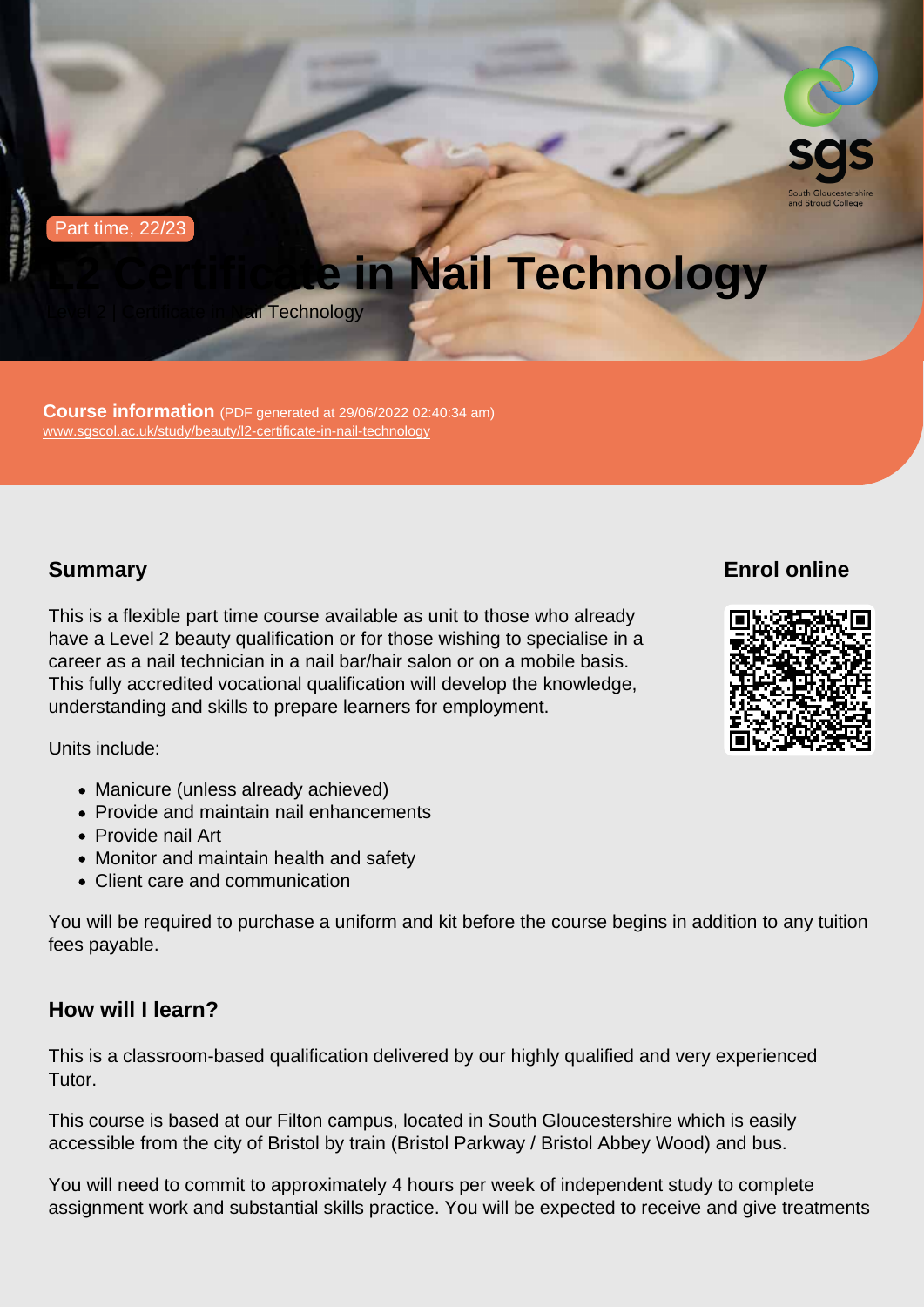Part time, 22/23

# L2 Certificate in Nail Technology

Level 2 | Certificate in Nail Technology

**Course information** (PDF generated at 29/06/2022 02:40:34 am)
www.sgscol.ac.uk/study/beauty/l2-certificate-in-nail-technology

## Summary

This is a flexible part time course available as unit to those who already have a Level 2 beauty qualification or for those wishing to specialise in a career as a nail technician in a nail bar/hair salon or on a mobile basis. This fully accredited vocational qualification will develop the knowledge, understanding and skills to prepare learners for employment.

Units include:

- Manicure (unless already achieved)
- Provide and maintain nail enhancements
- Provide nail Art
- Monitor and maintain health and safety
- Client care and communication

You will be required to purchase a uniform and kit before the course begins in addition to any tuition fees payable.

## Enrol online

## How will I learn?

This is a classroom-based qualification delivered by our highly qualified and very experienced Tutor.

This course is based at our Filton campus, located in South Gloucestershire which is easily accessible from the city of Bristol by train (Bristol Parkway / Bristol Abbey Wood) and bus.

You will need to commit to approximately 4 hours per week of independent study to complete assignment work and substantial skills practice. You will be expected to receive and give treatments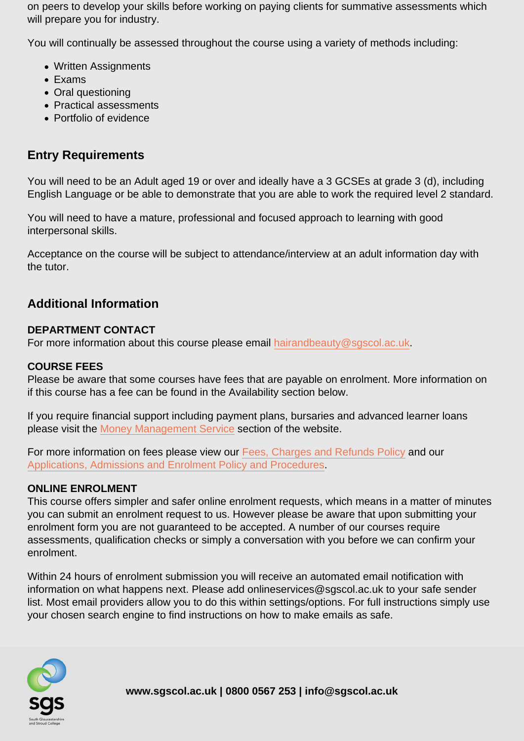on peers to develop your skills before working on paying clients for summative assessments which will prepare you for industry.

You will continually be assessed throughout the course using a variety of methods including:

- Written Assignments
- Exams
- Oral questioning
- Practical assessments
- Portfolio of evidence

## Entry Requirements

You will need to be an Adult aged 19 or over and ideally have a 3 GCSEs at grade 3 (d), including English Language or be able to demonstrate that you are able to work the required level 2 standard.

You will need to have a mature, professional and focused approach to learning with good interpersonal skills.

Acceptance on the course will be subject to attendance/interview at an adult information day with the tutor.

## Additional Information

**DEPARTMENT CONTACT**
For more information about this course please email hairandbeauty@sgscol.ac.uk.

**COURSE FEES**
Please be aware that some courses have fees that are payable on enrolment. More information on if this course has a fee can be found in the Availability section below.

If you require financial support including payment plans, bursaries and advanced learner loans please visit the Money Management Service section of the website.

For more information on fees please view our Fees, Charges and Refunds Policy and our Applications, Admissions and Enrolment Policy and Procedures.

**ONLINE ENROLMENT**
This course offers simpler and safer online enrolment requests, which means in a matter of minutes you can submit an enrolment request to us. However please be aware that upon submitting your enrolment form you are not guaranteed to be accepted. A number of our courses require assessments, qualification checks or simply a conversation with you before we can confirm your enrolment.

Within 24 hours of enrolment submission you will receive an automated email notification with information on what happens next. Please add onlineservices@sgscol.ac.uk to your safe sender list. Most email providers allow you to do this within settings/options. For full instructions simply use your chosen search engine to find instructions on how to make emails as safe.

**www.sgscol.ac.uk | 0800 0567 253 | info@sgscol.ac.uk**